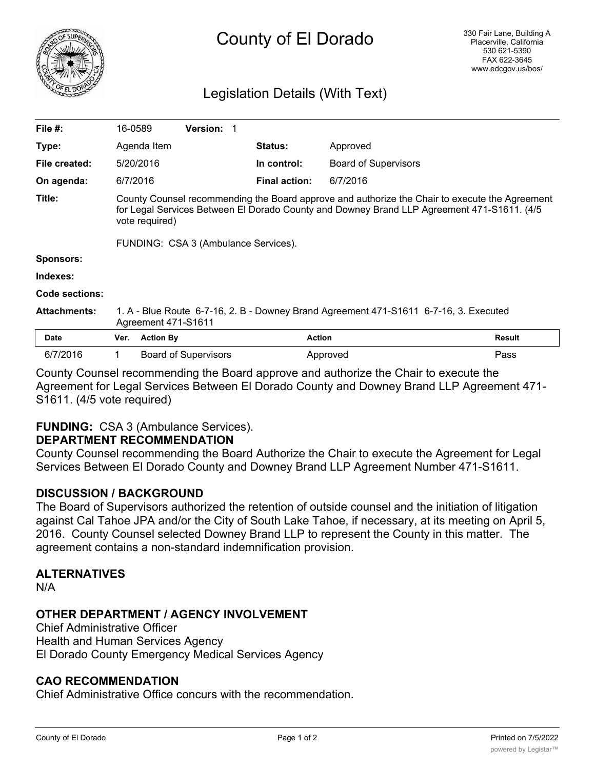# County of El Dorado

330 Fair Lane, Building A
Placerville, California
530 621-5390
FAX 622-3645
www.edcgov.us/bos/

## Legislation Details (With Text)

| | | | |
|---|---|---|---|
| **File #:** | 16-0589 **Version:** 1 | | |
| **Type:** | Agenda Item | **Status:** | Approved |
| **File created:** | 5/20/2016 | **In control:** | Board of Supervisors |
| **On agenda:** | 6/7/2016 | **Final action:** | 6/7/2016 |

**Title:** County Counsel recommending the Board approve and authorize the Chair to execute the Agreement for Legal Services Between El Dorado County and Downey Brand LLP Agreement 471-S1611. (4/5 vote required)

FUNDING: CSA 3 (Ambulance Services).

**Sponsors:**

**Indexes:**

**Code sections:**

**Attachments:** 1. A - Blue Route 6-7-16, 2. B - Downey Brand Agreement 471-S1611 6-7-16, 3. Executed Agreement 471-S1611

| Date | Ver. | Action By | Action | Result |
|---|---|---|---|---|
| 6/7/2016 | 1 | Board of Supervisors | Approved | Pass |

County Counsel recommending the Board approve and authorize the Chair to execute the Agreement for Legal Services Between El Dorado County and Downey Brand LLP Agreement 471-S1611. (4/5 vote required)

**FUNDING:** CSA 3 (Ambulance Services).

**DEPARTMENT RECOMMENDATION**

County Counsel recommending the Board Authorize the Chair to execute the Agreement for Legal Services Between El Dorado County and Downey Brand LLP Agreement Number 471-S1611.

**DISCUSSION / BACKGROUND**

The Board of Supervisors authorized the retention of outside counsel and the initiation of litigation against Cal Tahoe JPA and/or the City of South Lake Tahoe, if necessary, at its meeting on April 5, 2016. County Counsel selected Downey Brand LLP to represent the County in this matter. The agreement contains a non-standard indemnification provision.

**ALTERNATIVES**

N/A

**OTHER DEPARTMENT / AGENCY INVOLVEMENT**

Chief Administrative Officer
Health and Human Services Agency
El Dorado County Emergency Medical Services Agency

**CAO RECOMMENDATION**

Chief Administrative Office concurs with the recommendation.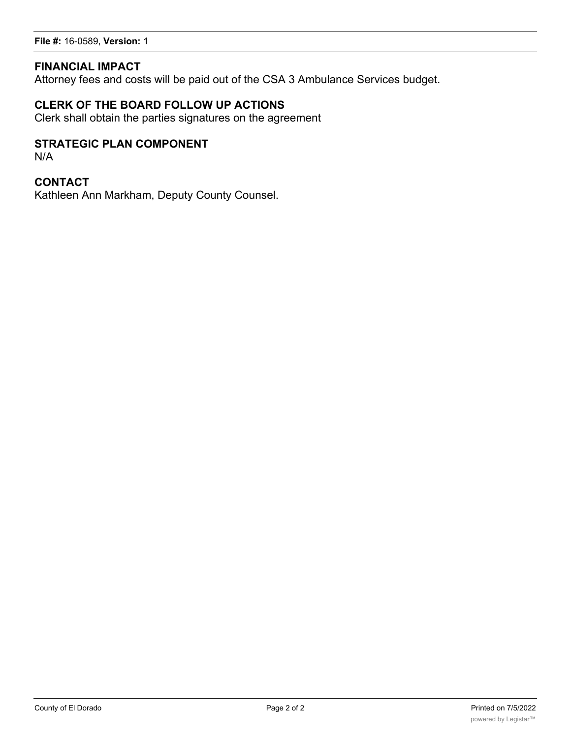## FINANCIAL IMPACT

Attorney fees and costs will be paid out of the CSA 3 Ambulance Services budget.

## CLERK OF THE BOARD FOLLOW UP ACTIONS

Clerk shall obtain the parties signatures on the agreement

## STRATEGIC PLAN COMPONENT

N/A

## CONTACT

Kathleen Ann Markham, Deputy County Counsel.